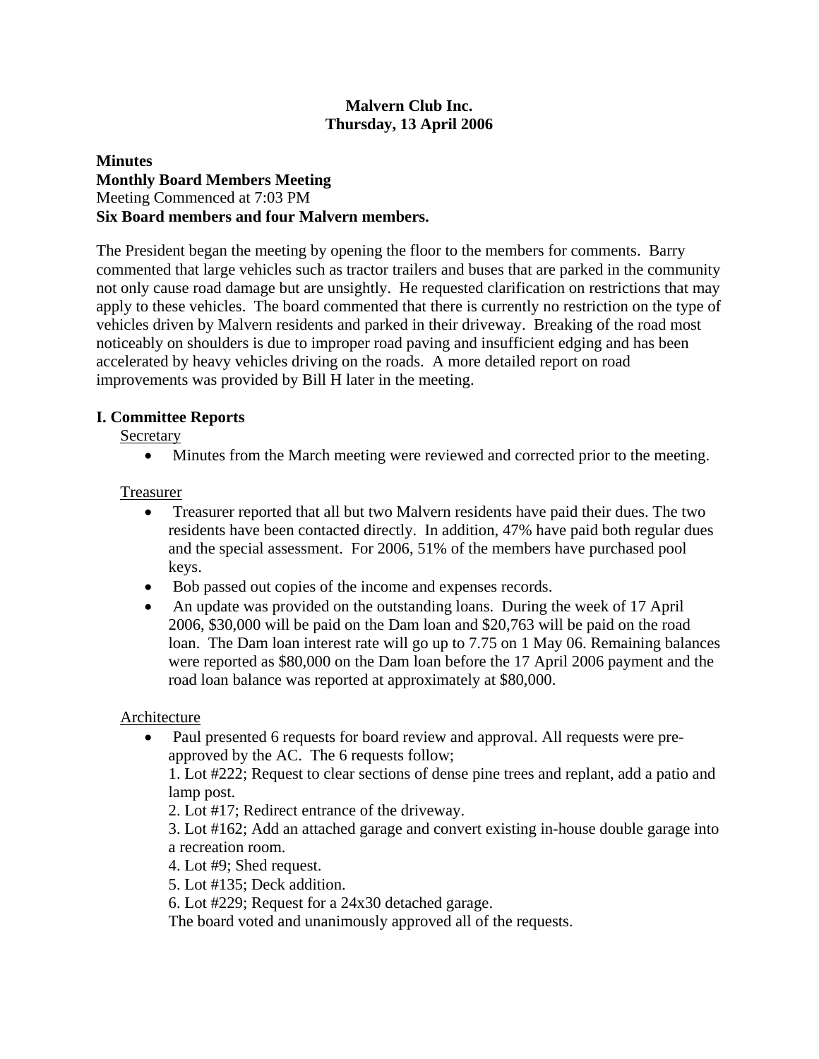**Malvern Club Inc.**
**Thursday, 13 April 2006**

**Minutes**
**Monthly Board Members Meeting**
Meeting Commenced at 7:03 PM
**Six Board members and four Malvern members.**

The President began the meeting by opening the floor to the members for comments. Barry commented that large vehicles such as tractor trailers and buses that are parked in the community not only cause road damage but are unsightly. He requested clarification on restrictions that may apply to these vehicles. The board commented that there is currently no restriction on the type of vehicles driven by Malvern residents and parked in their driveway. Breaking of the road most noticeably on shoulders is due to improper road paving and insufficient edging and has been accelerated by heavy vehicles driving on the roads. A more detailed report on road improvements was provided by Bill H later in the meeting.

## I. Committee Reports

Secretary

- Minutes from the March meeting were reviewed and corrected prior to the meeting.

Treasurer

- Treasurer reported that all but two Malvern residents have paid their dues. The two residents have been contacted directly. In addition, 47% have paid both regular dues and the special assessment. For 2006, 51% of the members have purchased pool keys.
- Bob passed out copies of the income and expenses records.
- An update was provided on the outstanding loans. During the week of 17 April 2006, $30,000 will be paid on the Dam loan and $20,763 will be paid on the road loan. The Dam loan interest rate will go up to 7.75 on 1 May 06. Remaining balances were reported as $80,000 on the Dam loan before the 17 April 2006 payment and the road loan balance was reported at approximately at $80,000.

Architecture

- Paul presented 6 requests for board review and approval. All requests were pre-approved by the AC. The 6 requests follow;
  1. Lot #222; Request to clear sections of dense pine trees and replant, add a patio and lamp post.
  2. Lot #17; Redirect entrance of the driveway.
  3. Lot #162; Add an attached garage and convert existing in-house double garage into a recreation room.
  4. Lot #9; Shed request.
  5. Lot #135; Deck addition.
  6. Lot #229; Request for a 24x30 detached garage.

  The board voted and unanimously approved all of the requests.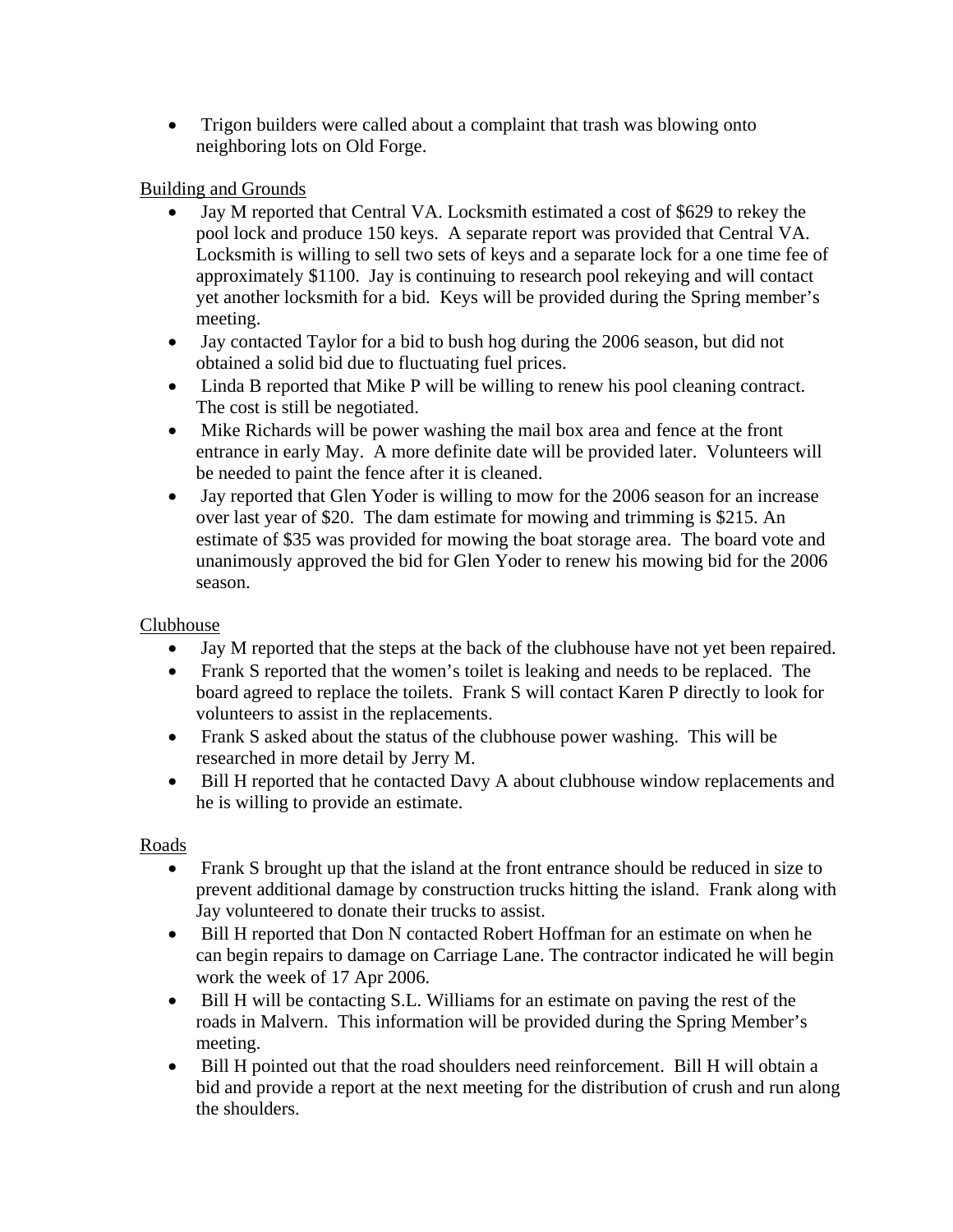- Trigon builders were called about a complaint that trash was blowing onto neighboring lots on Old Forge.

Building and Grounds

- Jay M reported that Central VA. Locksmith estimated a cost of $629 to rekey the pool lock and produce 150 keys. A separate report was provided that Central VA. Locksmith is willing to sell two sets of keys and a separate lock for a one time fee of approximately $1100. Jay is continuing to research pool rekeying and will contact yet another locksmith for a bid. Keys will be provided during the Spring member's meeting.
- Jay contacted Taylor for a bid to bush hog during the 2006 season, but did not obtained a solid bid due to fluctuating fuel prices.
- Linda B reported that Mike P will be willing to renew his pool cleaning contract. The cost is still be negotiated.
- Mike Richards will be power washing the mail box area and fence at the front entrance in early May. A more definite date will be provided later. Volunteers will be needed to paint the fence after it is cleaned.
- Jay reported that Glen Yoder is willing to mow for the 2006 season for an increase over last year of $20. The dam estimate for mowing and trimming is $215. An estimate of $35 was provided for mowing the boat storage area. The board vote and unanimously approved the bid for Glen Yoder to renew his mowing bid for the 2006 season.

Clubhouse

- Jay M reported that the steps at the back of the clubhouse have not yet been repaired.
- Frank S reported that the women's toilet is leaking and needs to be replaced. The board agreed to replace the toilets. Frank S will contact Karen P directly to look for volunteers to assist in the replacements.
- Frank S asked about the status of the clubhouse power washing. This will be researched in more detail by Jerry M.
- Bill H reported that he contacted Davy A about clubhouse window replacements and he is willing to provide an estimate.

Roads

- Frank S brought up that the island at the front entrance should be reduced in size to prevent additional damage by construction trucks hitting the island. Frank along with Jay volunteered to donate their trucks to assist.
- Bill H reported that Don N contacted Robert Hoffman for an estimate on when he can begin repairs to damage on Carriage Lane. The contractor indicated he will begin work the week of 17 Apr 2006.
- Bill H will be contacting S.L. Williams for an estimate on paving the rest of the roads in Malvern. This information will be provided during the Spring Member's meeting.
- Bill H pointed out that the road shoulders need reinforcement. Bill H will obtain a bid and provide a report at the next meeting for the distribution of crush and run along the shoulders.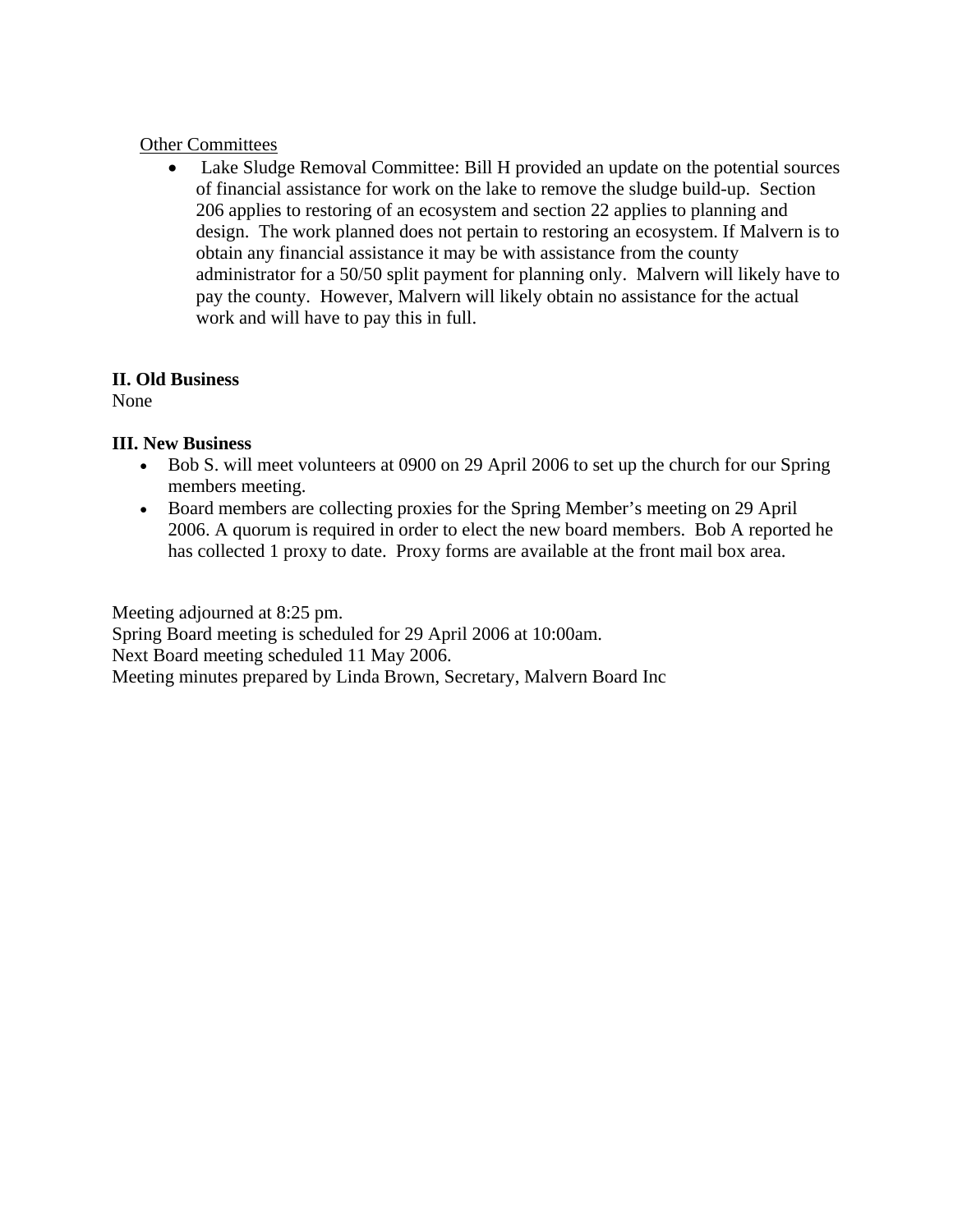Other Committees

- Lake Sludge Removal Committee: Bill H provided an update on the potential sources of financial assistance for work on the lake to remove the sludge build-up. Section 206 applies to restoring of an ecosystem and section 22 applies to planning and design. The work planned does not pertain to restoring an ecosystem. If Malvern is to obtain any financial assistance it may be with assistance from the county administrator for a 50/50 split payment for planning only. Malvern will likely have to pay the county. However, Malvern will likely obtain no assistance for the actual work and will have to pay this in full.

**II. Old Business**

None

**III. New Business**

- Bob S. will meet volunteers at 0900 on 29 April 2006 to set up the church for our Spring members meeting.
- Board members are collecting proxies for the Spring Member's meeting on 29 April 2006. A quorum is required in order to elect the new board members. Bob A reported he has collected 1 proxy to date. Proxy forms are available at the front mail box area.

Meeting adjourned at 8:25 pm.
Spring Board meeting is scheduled for 29 April 2006 at 10:00am.
Next Board meeting scheduled 11 May 2006.
Meeting minutes prepared by Linda Brown, Secretary, Malvern Board Inc